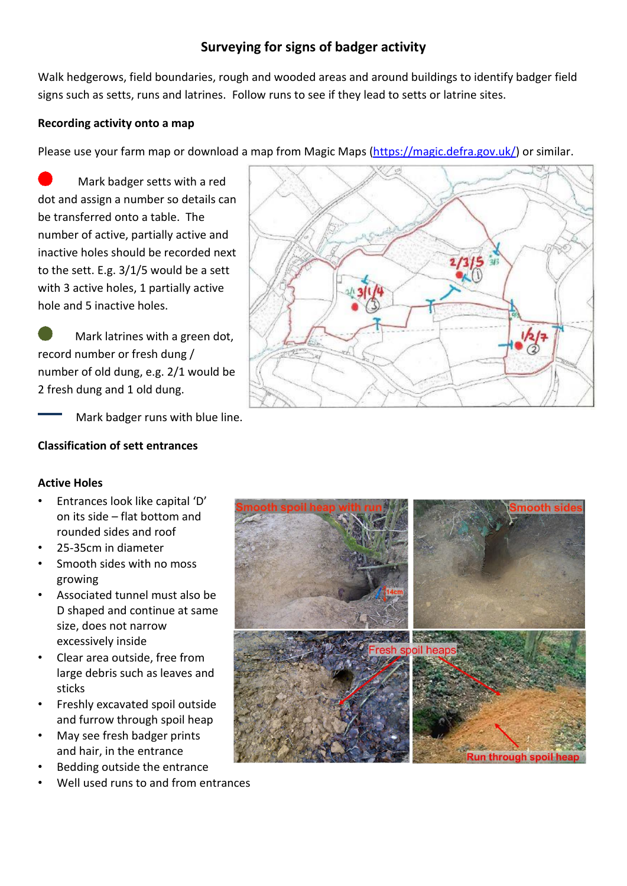## Surveying for signs of badger activity

Walk hedgerows, field boundaries, rough and wooded areas and around buildings to identify badger field signs such as setts, runs and latrines. Follow runs to see if they lead to setts or latrine sites.

**Recording activity onto a map**

Please use your farm map or download a map from Magic Maps (https://magic.defra.gov.uk/) or similar.

Mark badger setts with a red dot and assign a number so details can be transferred onto a table. The number of active, partially active and inactive holes should be recorded next to the sett. E.g. 3/1/5 would be a sett with 3 active holes, 1 partially active hole and 5 inactive holes.

Mark latrines with a green dot, record number or fresh dung / number of old dung, e.g. 2/1 would be 2 fresh dung and 1 old dung.

Mark badger runs with blue line.

**Classification of sett entrances**

**Active Holes**

- Entrances look like capital 'D' on its side – flat bottom and rounded sides and roof
- 25-35cm in diameter
- Smooth sides with no moss growing
- Associated tunnel must also be D shaped and continue at same size, does not narrow excessively inside
- Clear area outside, free from large debris such as leaves and sticks
- Freshly excavated spoil outside and furrow through spoil heap
- May see fresh badger prints and hair, in the entrance
- Bedding outside the entrance
- Well used runs to and from entrances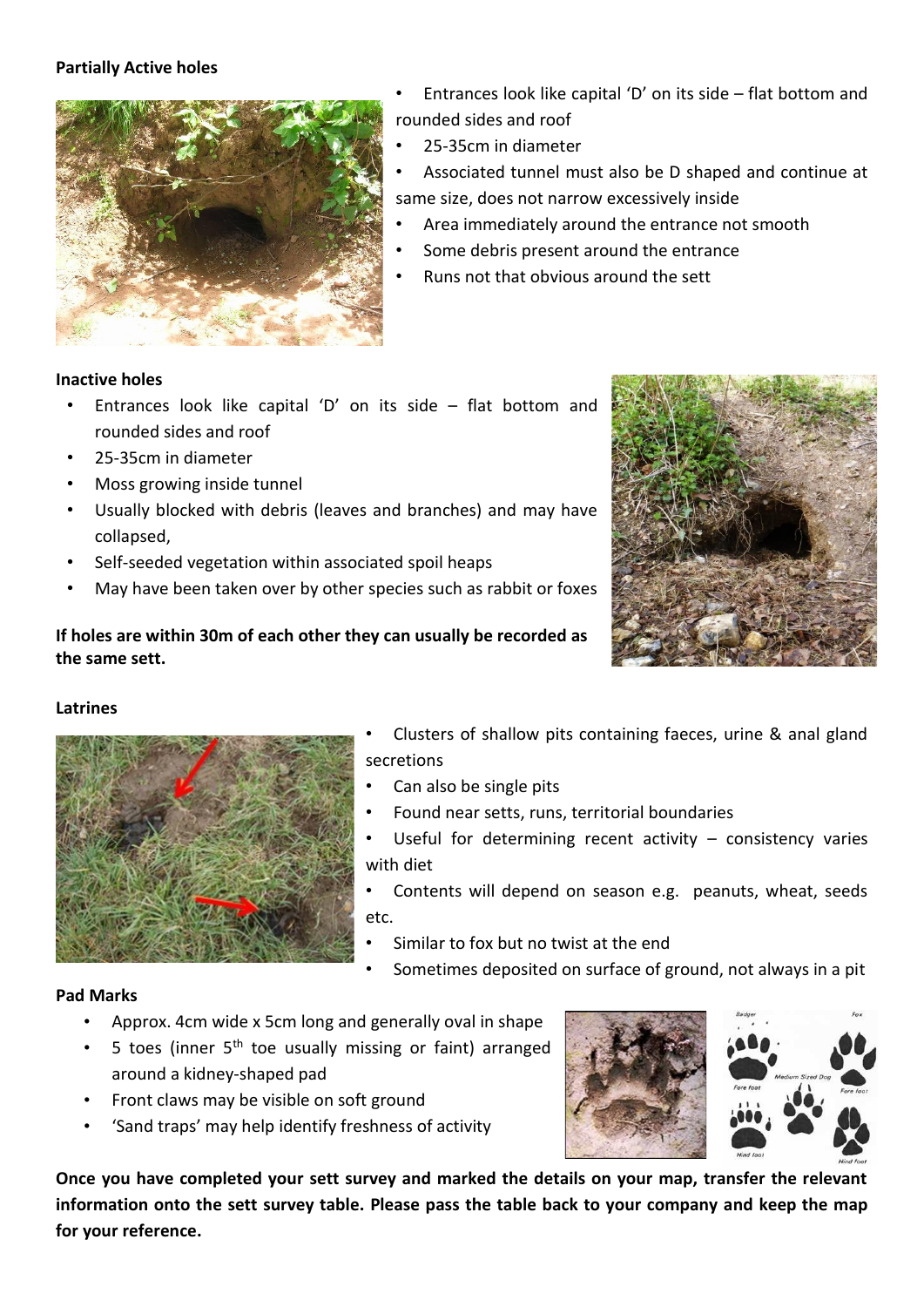**Partially Active holes**

- Entrances look like capital 'D' on its side – flat bottom and rounded sides and roof
- 25-35cm in diameter
- Associated tunnel must also be D shaped and continue at same size, does not narrow excessively inside
- Area immediately around the entrance not smooth
- Some debris present around the entrance
- Runs not that obvious around the sett

**Inactive holes**

- Entrances look like capital 'D' on its side – flat bottom and rounded sides and roof
- 25-35cm in diameter
- Moss growing inside tunnel
- Usually blocked with debris (leaves and branches) and may have collapsed,
- Self-seeded vegetation within associated spoil heaps
- May have been taken over by other species such as rabbit or foxes

**If holes are within 30m of each other they can usually be recorded as the same sett.**

**Latrines**

- Clusters of shallow pits containing faeces, urine & anal gland secretions
- Can also be single pits
- Found near setts, runs, territorial boundaries
- Useful for determining recent activity – consistency varies with diet
- Contents will depend on season e.g. peanuts, wheat, seeds etc.
- Similar to fox but no twist at the end
- Sometimes deposited on surface of ground, not always in a pit

**Pad Marks**

- Approx. 4cm wide x 5cm long and generally oval in shape
- 5 toes (inner 5th toe usually missing or faint) arranged around a kidney-shaped pad
- Front claws may be visible on soft ground
- 'Sand traps' may help identify freshness of activity

Badger
Fox
Fore foot
Medium Sized Dog
Fore foot
Hind foot
Hind foot

**Once you have completed your sett survey and marked the details on your map, transfer the relevant information onto the sett survey table. Please pass the table back to your company and keep the map for your reference.**